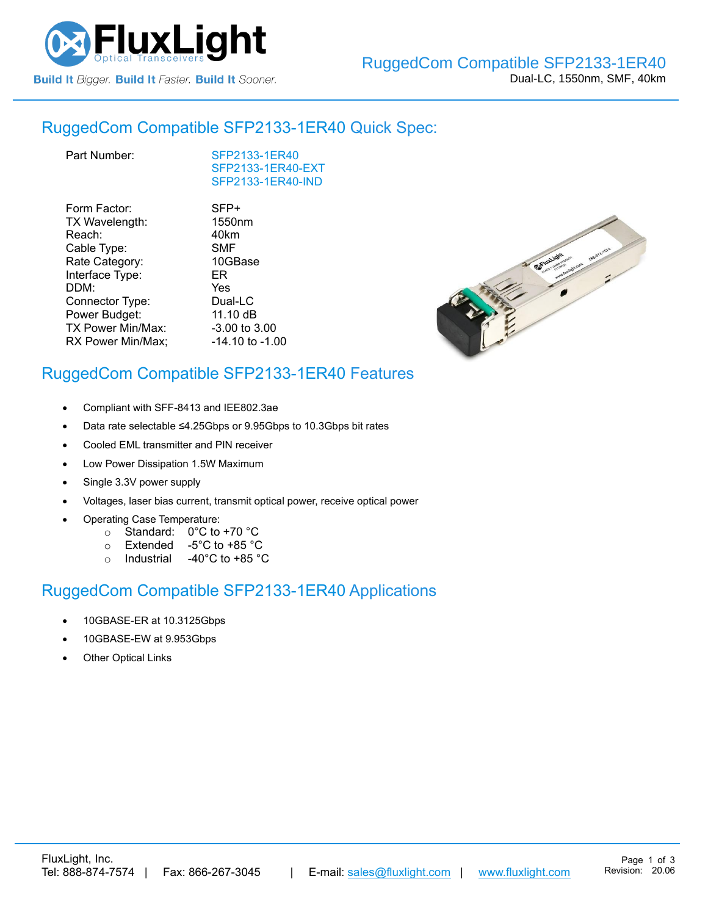# RuggedCom Compatible SFP2133-1ER40

Dual-LC, 1550nm, SMF, 40km

## RuggedCom Compatible SFP2133-1ER40 Quick Spec:

| | |
|---|---|
| Part Number: | SFP2133-1ER40<br>SFP2133-1ER40-EXT<br>SFP2133-1ER40-IND |
| Form Factor: | SFP+ |
| TX Wavelength: | 1550nm |
| Reach: | 40km |
| Cable Type: | SMF |
| Rate Category: | 10GBase |
| Interface Type: | ER |
| DDM: | Yes |
| Connector Type: | Dual-LC |
| Power Budget: | 11.10 dB |
| TX Power Min/Max: | -3.00 to 3.00 |
| RX Power Min/Max; | -14.10 to -1.00 |

## RuggedCom Compatible SFP2133-1ER40 Features

- Compliant with SFF-8413 and IEE802.3ae
- Data rate selectable ≤4.25Gbps or 9.95Gbps to 10.3Gbps bit rates
- Cooled EML transmitter and PIN receiver
- Low Power Dissipation 1.5W Maximum
- Single 3.3V power supply
- Voltages, laser bias current, transmit optical power, receive optical power
- Operating Case Temperature:
  - Standard: 0°C to +70 °C
  - Extended -5°C to +85 °C
  - Industrial -40°C to +85 °C

## RuggedCom Compatible SFP2133-1ER40 Applications

- 10GBASE-ER at 10.3125Gbps
- 10GBASE-EW at 9.953Gbps
- Other Optical Links

FluxLight, Inc.
Tel: 888-874-7574 | Fax: 866-267-3045 | E-mail: sales@fluxlight.com | www.fluxlight.com

Revision: 20.06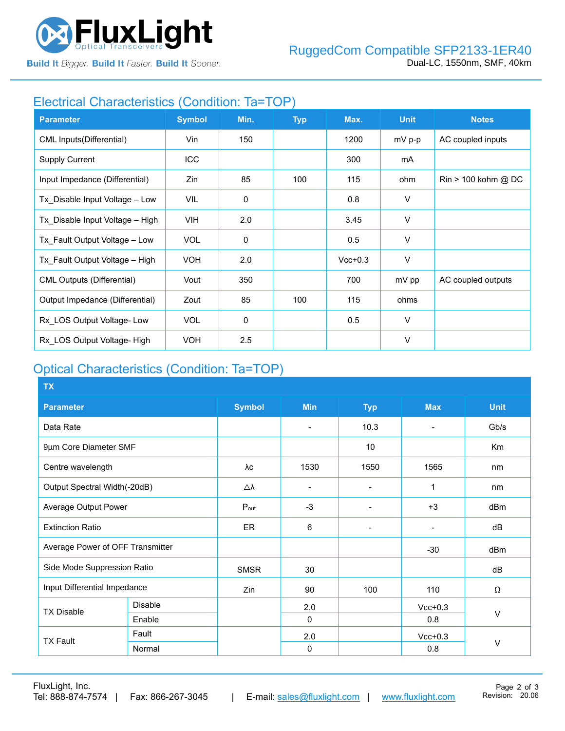## Electrical Characteristics (Condition: Ta=TOP)

| Parameter | Symbol | Min. | Typ | Max. | Unit | Notes |
|---|---|---|---|---|---|---|
| CML Inputs(Differential) | Vin | 150 | | 1200 | mV p-p | AC coupled inputs |
| Supply Current | ICC | | | 300 | mA | |
| Input Impedance (Differential) | Zin | 85 | 100 | 115 | ohm | Rin > 100 kohm @ DC |
| Tx_Disable Input Voltage – Low | VIL | 0 | | 0.8 | V | |
| Tx_Disable Input Voltage – High | VIH | 2.0 | | 3.45 | V | |
| Tx_Fault Output Voltage – Low | VOL | 0 | | 0.5 | V | |
| Tx_Fault Output Voltage – High | VOH | 2.0 | | Vcc+0.3 | V | |
| CML Outputs (Differential) | Vout | 350 | | 700 | mV pp | AC coupled outputs |
| Output Impedance (Differential) | Zout | 85 | 100 | 115 | ohms | |
| Rx_LOS Output Voltage- Low | VOL | 0 | | 0.5 | V | |
| Rx_LOS Output Voltage- High | VOH | 2.5 | | | V | |

## Optical Characteristics (Condition: Ta=TOP)

| TX | | | | | | |
|---|---|---|---|---|---|---|
| **Parameter** | | **Symbol** | **Min** | **Typ** | **Max** | **Unit** |
| Data Rate | | | - | 10.3 | - | Gb/s |
| 9µm Core Diameter SMF | | | | 10 | | Km |
| Centre wavelength | | λc | 1530 | 1550 | 1565 | nm |
| Output Spectral Width(-20dB) | | △λ | - | - | 1 | nm |
| Average Output Power | | $P_{out}$ | -3 | - | +3 | dBm |
| Extinction Ratio | | ER | 6 | - | - | dB |
| Average Power of OFF Transmitter | | | | | -30 | dBm |
| Side Mode Suppression Ratio | | SMSR | 30 | | | dB |
| Input Differential Impedance | | Zin | 90 | 100 | 110 | Ω |
| TX Disable | Disable | | 2.0 | | Vcc+0.3 | V |
| | Enable | | 0 | | 0.8 | |
| TX Fault | Fault | | 2.0 | | Vcc+0.3 | V |
| | Normal | | 0 | | 0.8 | |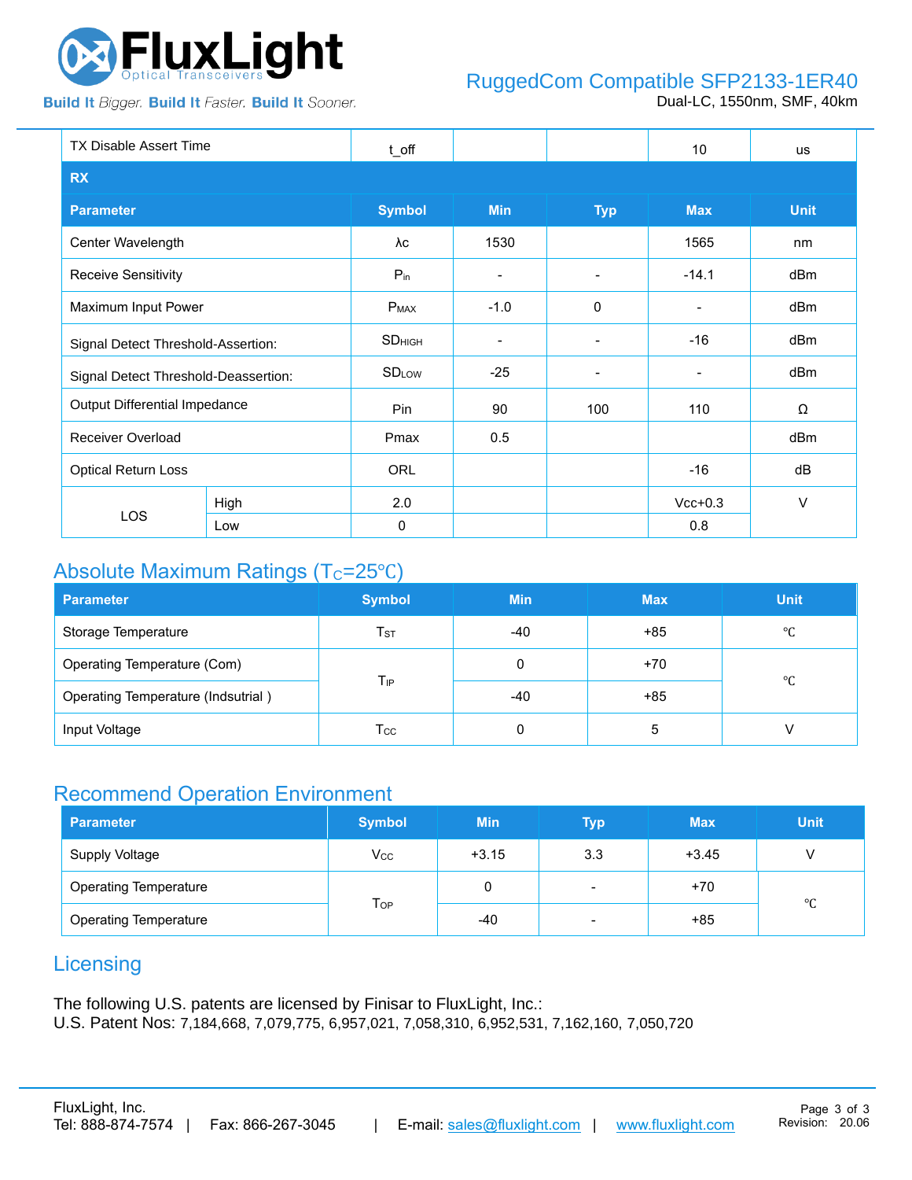| | | | | | | |
|---|---|---|---|---|---|---|
| TX Disable Assert Time | | t_off | | | 10 | us |
| **RX** | | | | | | |
| **Parameter** | | **Symbol** | **Min** | **Typ** | **Max** | **Unit** |
| Center Wavelength | | λc | 1530 | | 1565 | nm |
| Receive Sensitivity | | $P_{in}$ | - | - | -14.1 | dBm |
| Maximum Input Power | | $P_{MAX}$ | -1.0 | 0 | - | dBm |
| Signal Detect Threshold-Assertion: | | $SD_{HIGH}$ | - | - | -16 | dBm |
| Signal Detect Threshold-Deassertion: | | $SD_{LOW}$ | -25 | - | - | dBm |
| Output Differential Impedance | | Pin | 90 | 100 | 110 | Ω |
| Receiver Overload | | Pmax | 0.5 | | | dBm |
| Optical Return Loss | | ORL | | | -16 | dB |
| LOS | High | 2.0 | | | Vcc+0.3 | V |
| | Low | 0 | | | 0.8 | |

## Absolute Maximum Ratings ($T_C$=25℃)

| Parameter | Symbol | Min | Max | Unit |
|---|---|---|---|---|
| Storage Temperature | $T_{ST}$ | -40 | +85 | ℃ |
| Operating Temperature (Com) | $T_{IP}$ | 0 | +70 | ℃ |
| Operating Temperature (Indsutrial ) | | -40 | +85 | |
| Input Voltage | $T_{CC}$ | 0 | 5 | V |

## Recommend Operation Environment

| Parameter | Symbol | Min | Typ | Max | Unit |
|---|---|---|---|---|---|
| Supply Voltage | $V_{CC}$ | +3.15 | 3.3 | +3.45 | V |
| Operating Temperature | $T_{OP}$ | 0 | - | +70 | ℃ |
| Operating Temperature | | -40 | - | +85 | |

## Licensing

The following U.S. patents are licensed by Finisar to FluxLight, Inc.:
U.S. Patent Nos: 7,184,668, 7,079,775, 6,957,021, 7,058,310, 6,952,531, 7,162,160, 7,050,720